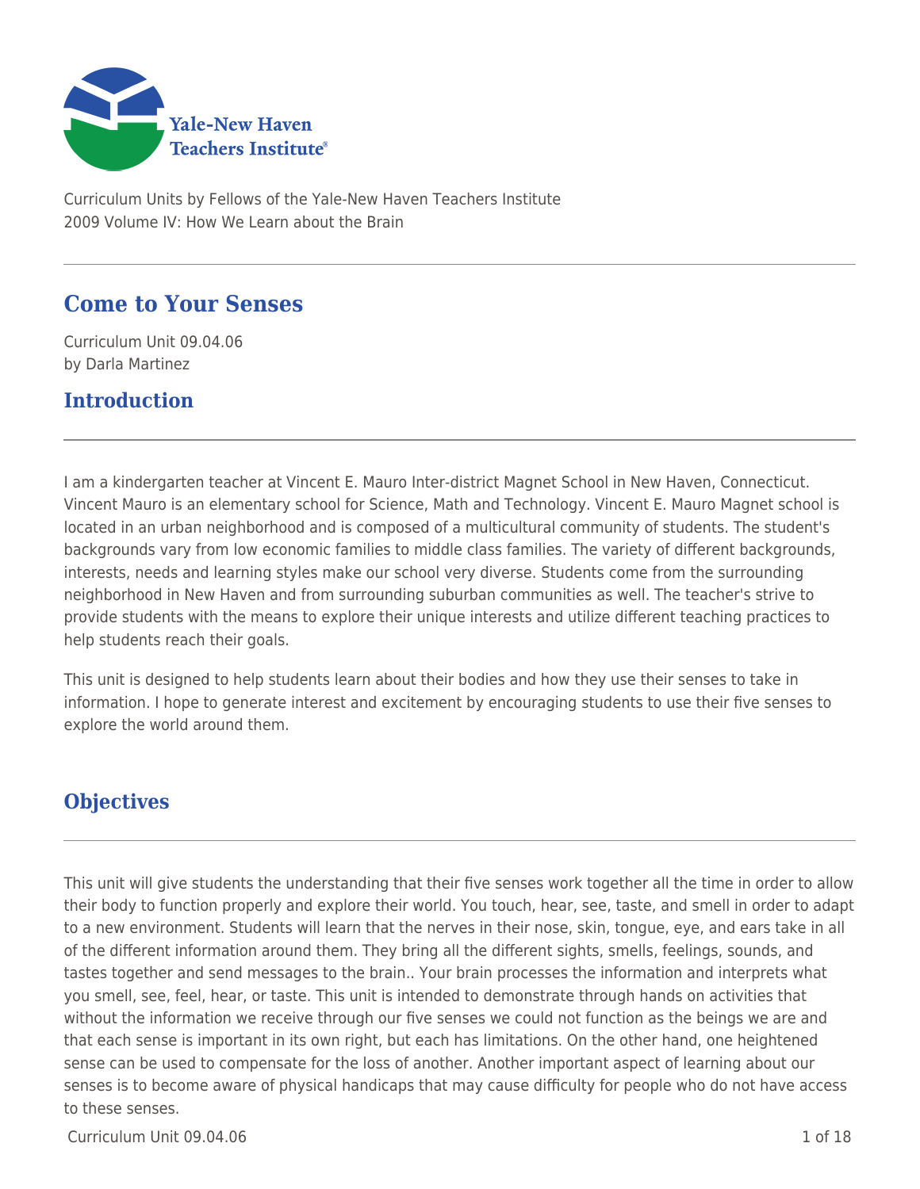Curriculum Units by Fellows of the Yale-New Haven Teachers Institute
2009 Volume IV: How We Learn about the Brain

# Come to Your Senses

Curriculum Unit 09.04.06
by Darla Martinez

## Introduction

I am a kindergarten teacher at Vincent E. Mauro Inter-district Magnet School in New Haven, Connecticut. Vincent Mauro is an elementary school for Science, Math and Technology. Vincent E. Mauro Magnet school is located in an urban neighborhood and is composed of a multicultural community of students. The student's backgrounds vary from low economic families to middle class families. The variety of different backgrounds, interests, needs and learning styles make our school very diverse. Students come from the surrounding neighborhood in New Haven and from surrounding suburban communities as well. The teacher's strive to provide students with the means to explore their unique interests and utilize different teaching practices to help students reach their goals.

This unit is designed to help students learn about their bodies and how they use their senses to take in information. I hope to generate interest and excitement by encouraging students to use their five senses to explore the world around them.

## Objectives

This unit will give students the understanding that their five senses work together all the time in order to allow their body to function properly and explore their world. You touch, hear, see, taste, and smell in order to adapt to a new environment. Students will learn that the nerves in their nose, skin, tongue, eye, and ears take in all of the different information around them. They bring all the different sights, smells, feelings, sounds, and tastes together and send messages to the brain.. Your brain processes the information and interprets what you smell, see, feel, hear, or taste. This unit is intended to demonstrate through hands on activities that without the information we receive through our five senses we could not function as the beings we are and that each sense is important in its own right, but each has limitations. On the other hand, one heightened sense can be used to compensate for the loss of another. Another important aspect of learning about our senses is to become aware of physical handicaps that may cause difficulty for people who do not have access to these senses.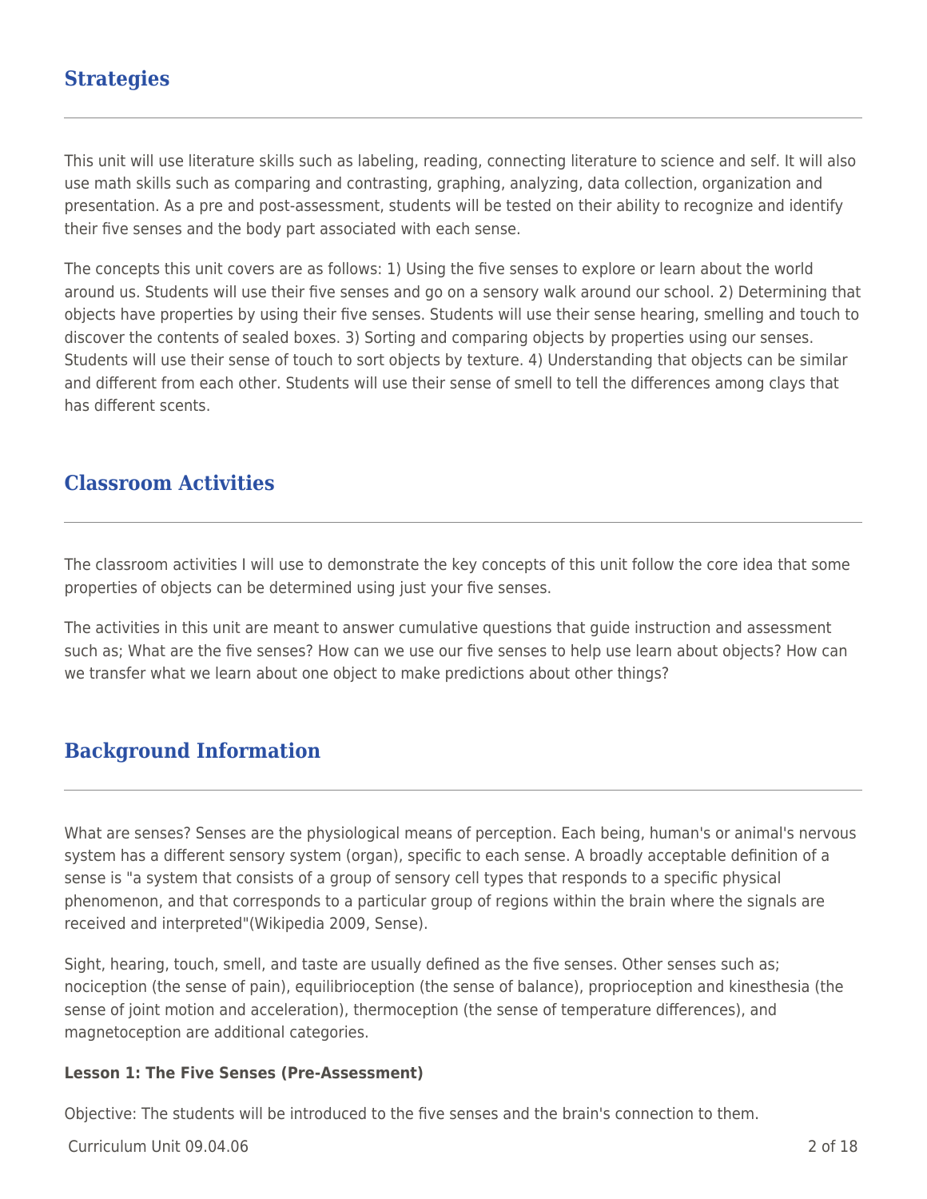## Strategies

This unit will use literature skills such as labeling, reading, connecting literature to science and self. It will also use math skills such as comparing and contrasting, graphing, analyzing, data collection, organization and presentation. As a pre and post-assessment, students will be tested on their ability to recognize and identify their five senses and the body part associated with each sense.

The concepts this unit covers are as follows: 1) Using the five senses to explore or learn about the world around us. Students will use their five senses and go on a sensory walk around our school. 2) Determining that objects have properties by using their five senses. Students will use their sense hearing, smelling and touch to discover the contents of sealed boxes. 3) Sorting and comparing objects by properties using our senses. Students will use their sense of touch to sort objects by texture. 4) Understanding that objects can be similar and different from each other. Students will use their sense of smell to tell the differences among clays that has different scents.

## Classroom Activities

The classroom activities I will use to demonstrate the key concepts of this unit follow the core idea that some properties of objects can be determined using just your five senses.

The activities in this unit are meant to answer cumulative questions that guide instruction and assessment such as; What are the five senses? How can we use our five senses to help use learn about objects? How can we transfer what we learn about one object to make predictions about other things?

## Background Information

What are senses? Senses are the physiological means of perception. Each being, human's or animal's nervous system has a different sensory system (organ), specific to each sense. A broadly acceptable definition of a sense is "a system that consists of a group of sensory cell types that responds to a specific physical phenomenon, and that corresponds to a particular group of regions within the brain where the signals are received and interpreted"(Wikipedia 2009, Sense).

Sight, hearing, touch, smell, and taste are usually defined as the five senses. Other senses such as; nociception (the sense of pain), equilibrioception (the sense of balance), proprioception and kinesthesia (the sense of joint motion and acceleration), thermoception (the sense of temperature differences), and magnetoception are additional categories.

**Lesson 1: The Five Senses (Pre-Assessment)**

Objective: The students will be introduced to the five senses and the brain's connection to them.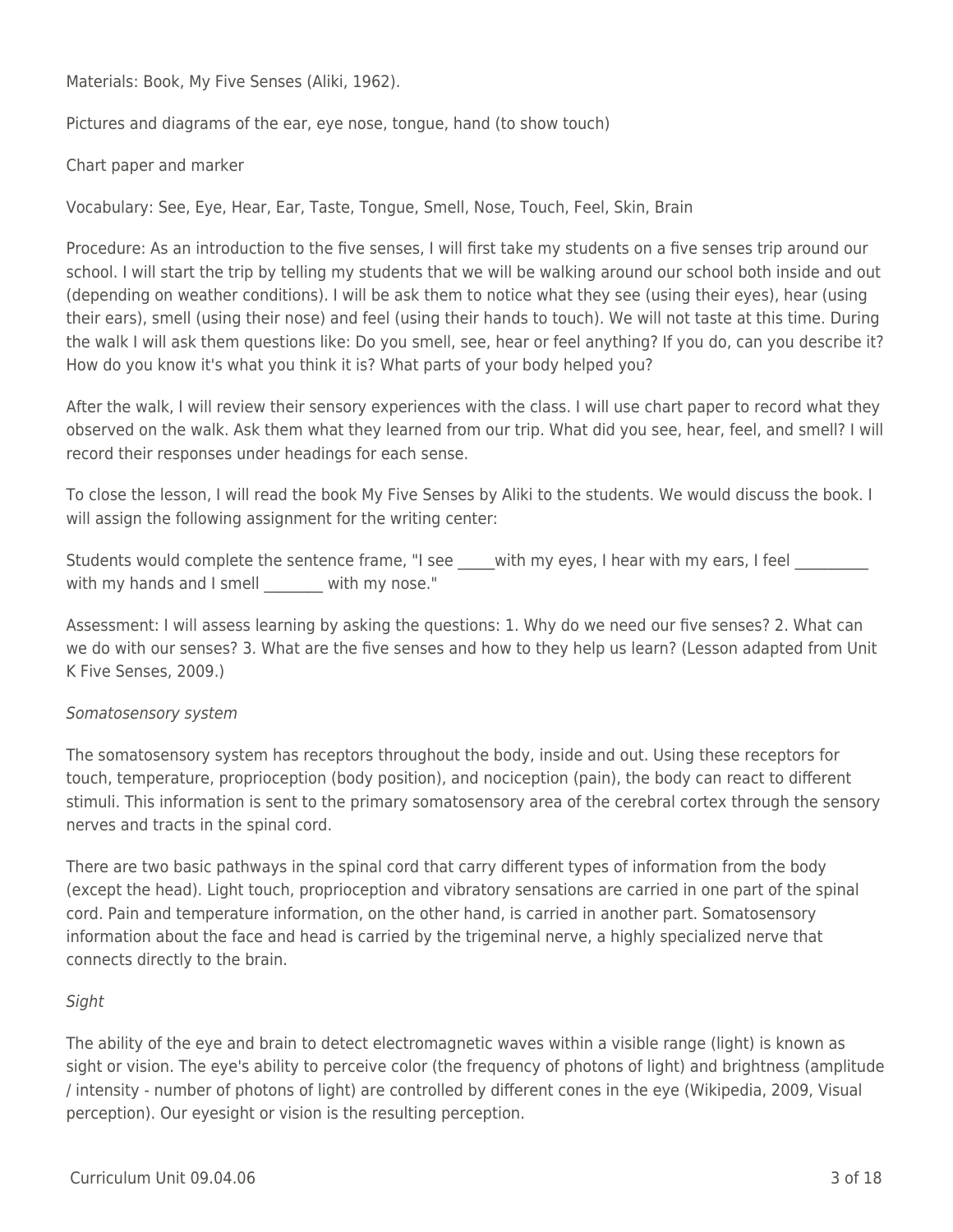Materials: Book, My Five Senses (Aliki, 1962).

Pictures and diagrams of the ear, eye nose, tongue, hand (to show touch)

Chart paper and marker

Vocabulary: See, Eye, Hear, Ear, Taste, Tongue, Smell, Nose, Touch, Feel, Skin, Brain

Procedure: As an introduction to the five senses, I will first take my students on a five senses trip around our school. I will start the trip by telling my students that we will be walking around our school both inside and out (depending on weather conditions). I will be ask them to notice what they see (using their eyes), hear (using their ears), smell (using their nose) and feel (using their hands to touch). We will not taste at this time. During the walk I will ask them questions like: Do you smell, see, hear or feel anything? If you do, can you describe it? How do you know it's what you think it is? What parts of your body helped you?

After the walk, I will review their sensory experiences with the class. I will use chart paper to record what they observed on the walk. Ask them what they learned from our trip. What did you see, hear, feel, and smell? I will record their responses under headings for each sense.

To close the lesson, I will read the book My Five Senses by Aliki to the students. We would discuss the book. I will assign the following assignment for the writing center:

Students would complete the sentence frame, "I see _____with my eyes, I hear with my ears, I feel __________ with my hands and I smell ________ with my nose."

Assessment: I will assess learning by asking the questions: 1. Why do we need our five senses? 2. What can we do with our senses? 3. What are the five senses and how to they help us learn? (Lesson adapted from Unit K Five Senses, 2009.)

*Somatosensory system*

The somatosensory system has receptors throughout the body, inside and out. Using these receptors for touch, temperature, proprioception (body position), and nociception (pain), the body can react to different stimuli. This information is sent to the primary somatosensory area of the cerebral cortex through the sensory nerves and tracts in the spinal cord.

There are two basic pathways in the spinal cord that carry different types of information from the body (except the head). Light touch, proprioception and vibratory sensations are carried in one part of the spinal cord. Pain and temperature information, on the other hand, is carried in another part. Somatosensory information about the face and head is carried by the trigeminal nerve, a highly specialized nerve that connects directly to the brain.

*Sight*

The ability of the eye and brain to detect electromagnetic waves within a visible range (light) is known as sight or vision. The eye's ability to perceive color (the frequency of photons of light) and brightness (amplitude / intensity - number of photons of light) are controlled by different cones in the eye (Wikipedia, 2009, Visual perception). Our eyesight or vision is the resulting perception.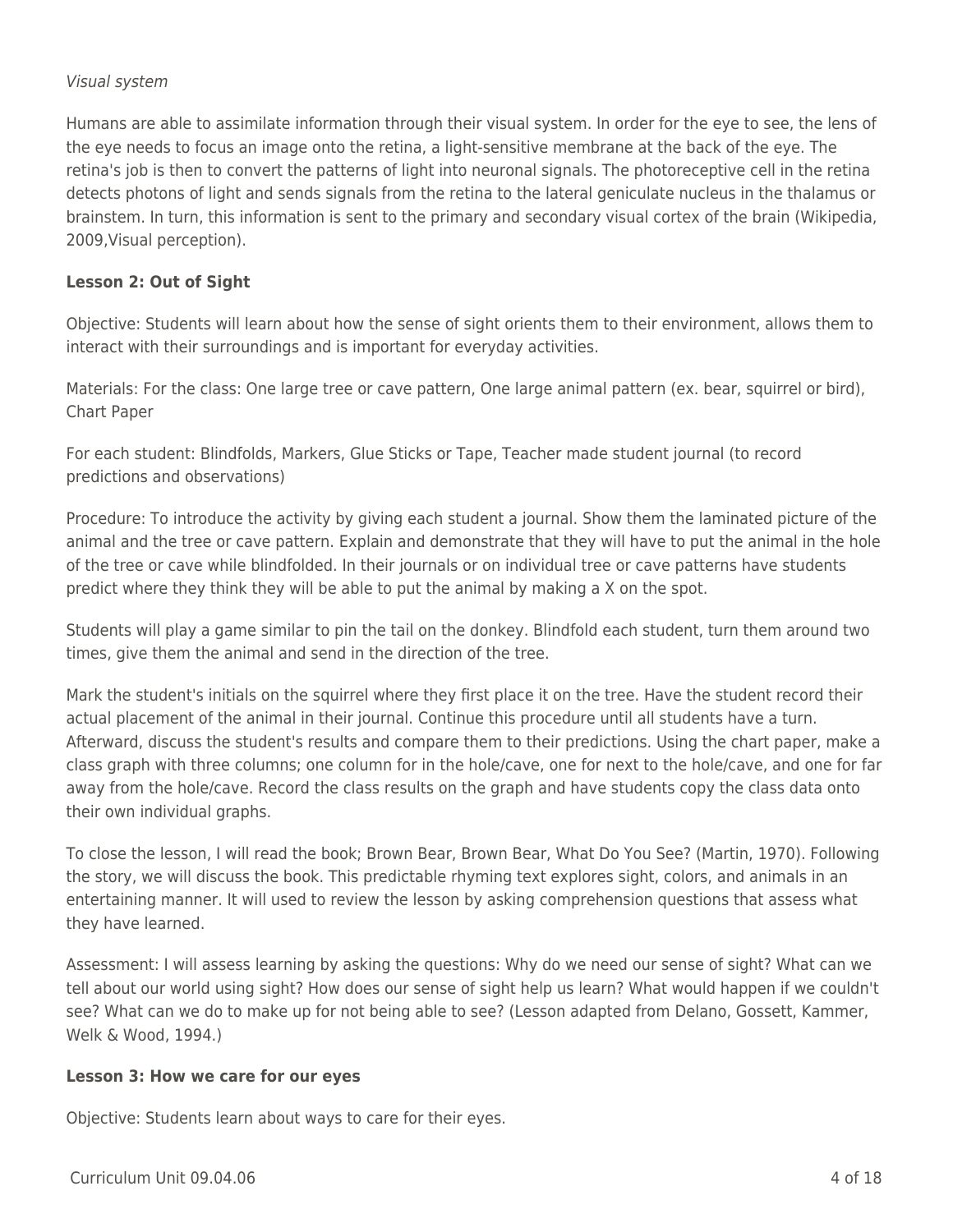*Visual system*

Humans are able to assimilate information through their visual system. In order for the eye to see, the lens of the eye needs to focus an image onto the retina, a light-sensitive membrane at the back of the eye. The retina's job is then to convert the patterns of light into neuronal signals. The photoreceptive cell in the retina detects photons of light and sends signals from the retina to the lateral geniculate nucleus in the thalamus or brainstem. In turn, this information is sent to the primary and secondary visual cortex of the brain (Wikipedia, 2009,Visual perception).

**Lesson 2: Out of Sight**

Objective: Students will learn about how the sense of sight orients them to their environment, allows them to interact with their surroundings and is important for everyday activities.

Materials: For the class: One large tree or cave pattern, One large animal pattern (ex. bear, squirrel or bird), Chart Paper

For each student: Blindfolds, Markers, Glue Sticks or Tape, Teacher made student journal (to record predictions and observations)

Procedure: To introduce the activity by giving each student a journal. Show them the laminated picture of the animal and the tree or cave pattern. Explain and demonstrate that they will have to put the animal in the hole of the tree or cave while blindfolded. In their journals or on individual tree or cave patterns have students predict where they think they will be able to put the animal by making a X on the spot.

Students will play a game similar to pin the tail on the donkey. Blindfold each student, turn them around two times, give them the animal and send in the direction of the tree.

Mark the student's initials on the squirrel where they first place it on the tree. Have the student record their actual placement of the animal in their journal. Continue this procedure until all students have a turn. Afterward, discuss the student's results and compare them to their predictions. Using the chart paper, make a class graph with three columns; one column for in the hole/cave, one for next to the hole/cave, and one for far away from the hole/cave. Record the class results on the graph and have students copy the class data onto their own individual graphs.

To close the lesson, I will read the book; Brown Bear, Brown Bear, What Do You See? (Martin, 1970). Following the story, we will discuss the book. This predictable rhyming text explores sight, colors, and animals in an entertaining manner. It will used to review the lesson by asking comprehension questions that assess what they have learned.

Assessment: I will assess learning by asking the questions: Why do we need our sense of sight? What can we tell about our world using sight? How does our sense of sight help us learn? What would happen if we couldn't see? What can we do to make up for not being able to see? (Lesson adapted from Delano, Gossett, Kammer, Welk & Wood, 1994.)

**Lesson 3: How we care for our eyes**

Objective: Students learn about ways to care for their eyes.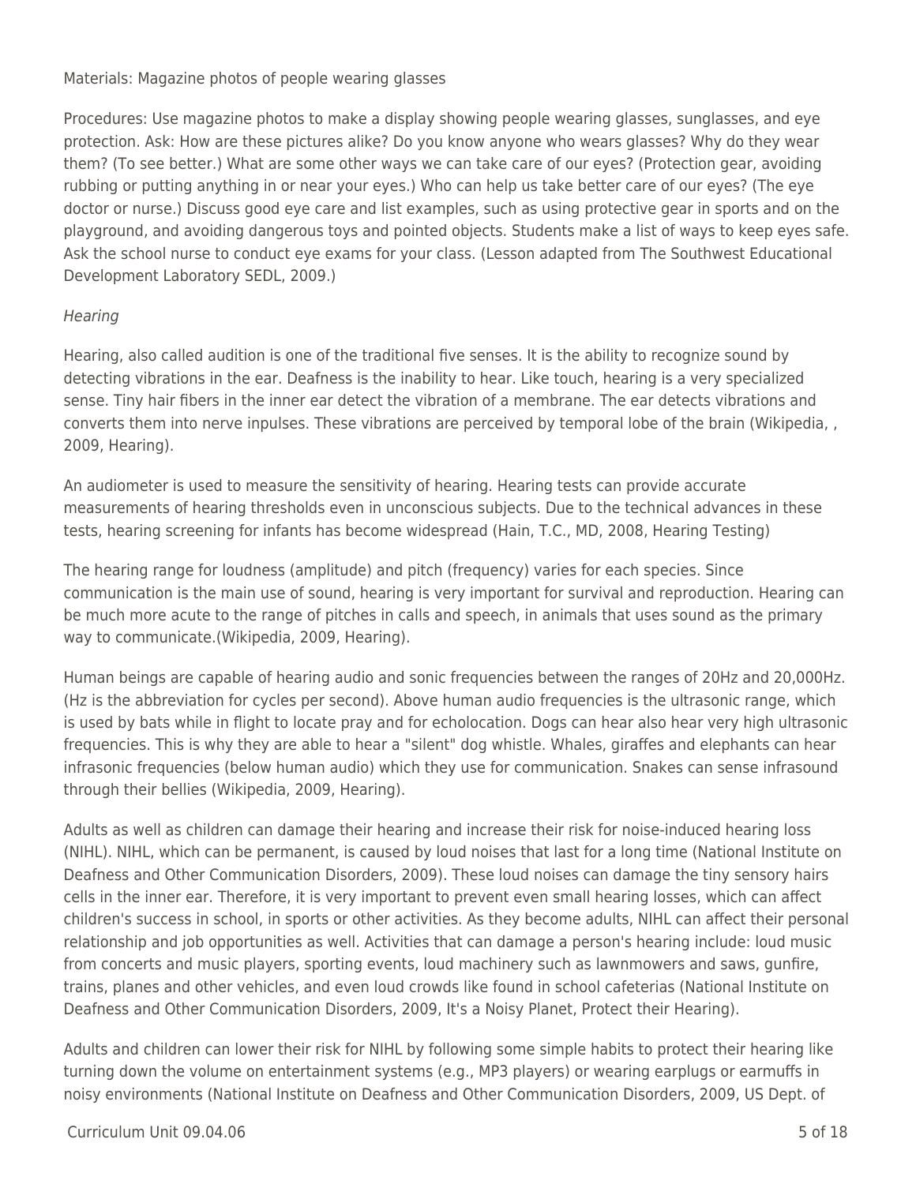Materials: Magazine photos of people wearing glasses

Procedures: Use magazine photos to make a display showing people wearing glasses, sunglasses, and eye protection. Ask: How are these pictures alike? Do you know anyone who wears glasses? Why do they wear them? (To see better.) What are some other ways we can take care of our eyes? (Protection gear, avoiding rubbing or putting anything in or near your eyes.) Who can help us take better care of our eyes? (The eye doctor or nurse.) Discuss good eye care and list examples, such as using protective gear in sports and on the playground, and avoiding dangerous toys and pointed objects. Students make a list of ways to keep eyes safe. Ask the school nurse to conduct eye exams for your class. (Lesson adapted from The Southwest Educational Development Laboratory SEDL, 2009.)

*Hearing*

Hearing, also called audition is one of the traditional five senses. It is the ability to recognize sound by detecting vibrations in the ear. Deafness is the inability to hear. Like touch, hearing is a very specialized sense. Tiny hair fibers in the inner ear detect the vibration of a membrane. The ear detects vibrations and converts them into nerve inpulses. These vibrations are perceived by temporal lobe of the brain (Wikipedia, , 2009, Hearing).

An audiometer is used to measure the sensitivity of hearing. Hearing tests can provide accurate measurements of hearing thresholds even in unconscious subjects. Due to the technical advances in these tests, hearing screening for infants has become widespread (Hain, T.C., MD, 2008, Hearing Testing)

The hearing range for loudness (amplitude) and pitch (frequency) varies for each species. Since communication is the main use of sound, hearing is very important for survival and reproduction. Hearing can be much more acute to the range of pitches in calls and speech, in animals that uses sound as the primary way to communicate.(Wikipedia, 2009, Hearing).

Human beings are capable of hearing audio and sonic frequencies between the ranges of 20Hz and 20,000Hz. (Hz is the abbreviation for cycles per second). Above human audio frequencies is the ultrasonic range, which is used by bats while in flight to locate pray and for echolocation. Dogs can hear also hear very high ultrasonic frequencies. This is why they are able to hear a "silent" dog whistle. Whales, giraffes and elephants can hear infrasonic frequencies (below human audio) which they use for communication. Snakes can sense infrasound through their bellies (Wikipedia, 2009, Hearing).

Adults as well as children can damage their hearing and increase their risk for noise-induced hearing loss (NIHL). NIHL, which can be permanent, is caused by loud noises that last for a long time (National Institute on Deafness and Other Communication Disorders, 2009). These loud noises can damage the tiny sensory hairs cells in the inner ear. Therefore, it is very important to prevent even small hearing losses, which can affect children's success in school, in sports or other activities. As they become adults, NIHL can affect their personal relationship and job opportunities as well. Activities that can damage a person's hearing include: loud music from concerts and music players, sporting events, loud machinery such as lawnmowers and saws, gunfire, trains, planes and other vehicles, and even loud crowds like found in school cafeterias (National Institute on Deafness and Other Communication Disorders, 2009, It's a Noisy Planet, Protect their Hearing).

Adults and children can lower their risk for NIHL by following some simple habits to protect their hearing like turning down the volume on entertainment systems (e.g., MP3 players) or wearing earplugs or earmuffs in noisy environments (National Institute on Deafness and Other Communication Disorders, 2009, US Dept. of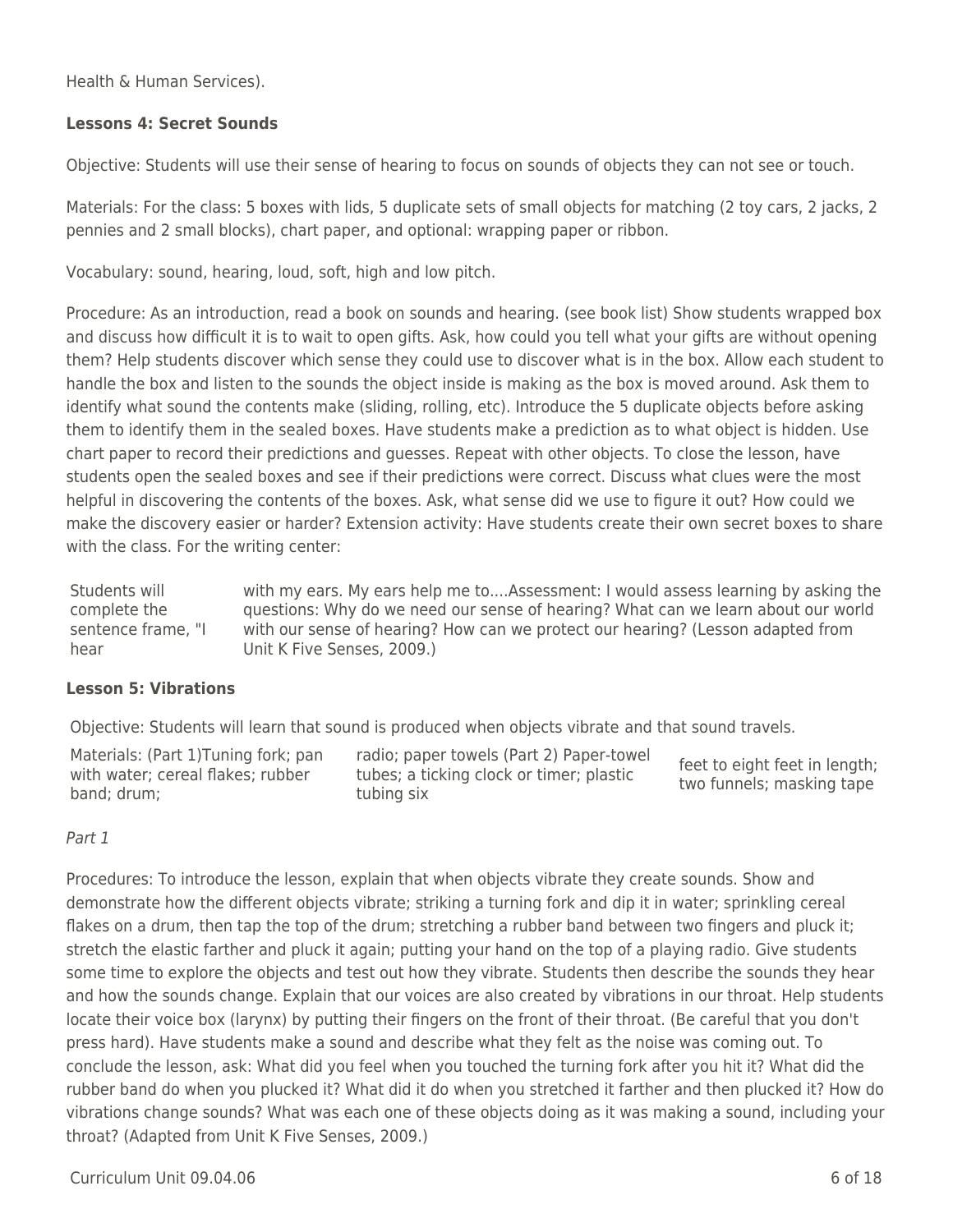Health & Human Services).

**Lessons 4: Secret Sounds**

Objective: Students will use their sense of hearing to focus on sounds of objects they can not see or touch.

Materials: For the class: 5 boxes with lids, 5 duplicate sets of small objects for matching (2 toy cars, 2 jacks, 2 pennies and 2 small blocks), chart paper, and optional: wrapping paper or ribbon.

Vocabulary: sound, hearing, loud, soft, high and low pitch.

Procedure: As an introduction, read a book on sounds and hearing. (see book list) Show students wrapped box and discuss how difficult it is to wait to open gifts. Ask, how could you tell what your gifts are without opening them? Help students discover which sense they could use to discover what is in the box. Allow each student to handle the box and listen to the sounds the object inside is making as the box is moved around. Ask them to identify what sound the contents make (sliding, rolling, etc). Introduce the 5 duplicate objects before asking them to identify them in the sealed boxes. Have students make a prediction as to what object is hidden. Use chart paper to record their predictions and guesses. Repeat with other objects. To close the lesson, have students open the sealed boxes and see if their predictions were correct. Discuss what clues were the most helpful in discovering the contents of the boxes. Ask, what sense did we use to figure it out? How could we make the discovery easier or harder? Extension activity: Have students create their own secret boxes to share with the class. For the writing center:

Students will complete the sentence frame, "I hear with my ears. My ears help me to....Assessment: I would assess learning by asking the questions: Why do we need our sense of hearing? What can we learn about our world with our sense of hearing? How can we protect our hearing? (Lesson adapted from Unit K Five Senses, 2009.)

**Lesson 5: Vibrations**

Objective: Students will learn that sound is produced when objects vibrate and that sound travels.

Materials: (Part 1)Tuning fork; pan with water; cereal flakes; rubber band; drum; radio; paper towels (Part 2) Paper-towel tubes; a ticking clock or timer; plastic tubing six feet to eight feet in length; two funnels; masking tape

*Part 1*

Procedures: To introduce the lesson, explain that when objects vibrate they create sounds. Show and demonstrate how the different objects vibrate; striking a turning fork and dip it in water; sprinkling cereal flakes on a drum, then tap the top of the drum; stretching a rubber band between two fingers and pluck it; stretch the elastic farther and pluck it again; putting your hand on the top of a playing radio. Give students some time to explore the objects and test out how they vibrate. Students then describe the sounds they hear and how the sounds change. Explain that our voices are also created by vibrations in our throat. Help students locate their voice box (larynx) by putting their fingers on the front of their throat. (Be careful that you don't press hard). Have students make a sound and describe what they felt as the noise was coming out. To conclude the lesson, ask: What did you feel when you touched the turning fork after you hit it? What did the rubber band do when you plucked it? What did it do when you stretched it farther and then plucked it? How do vibrations change sounds? What was each one of these objects doing as it was making a sound, including your throat? (Adapted from Unit K Five Senses, 2009.)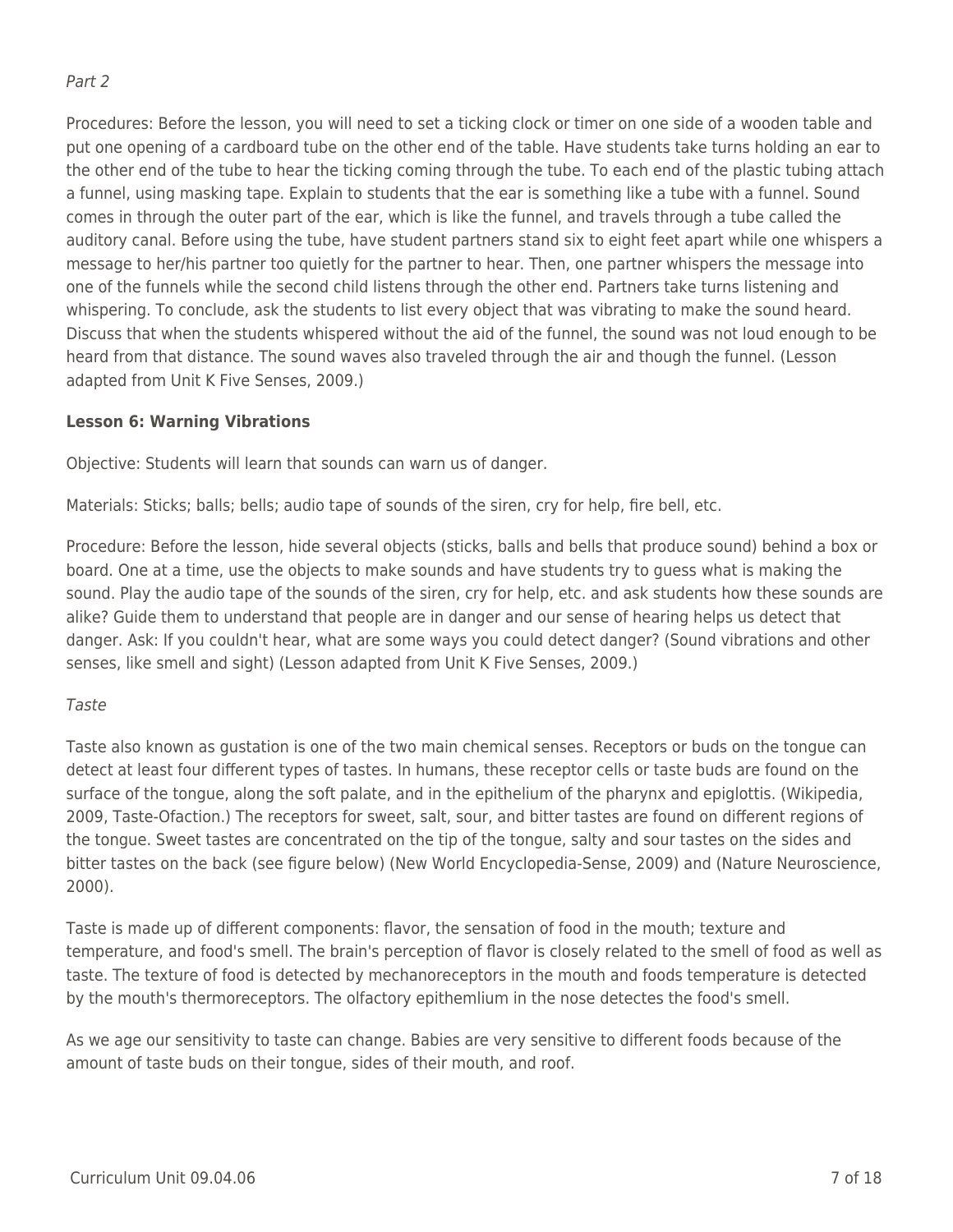*Part 2*

Procedures: Before the lesson, you will need to set a ticking clock or timer on one side of a wooden table and put one opening of a cardboard tube on the other end of the table. Have students take turns holding an ear to the other end of the tube to hear the ticking coming through the tube. To each end of the plastic tubing attach a funnel, using masking tape. Explain to students that the ear is something like a tube with a funnel. Sound comes in through the outer part of the ear, which is like the funnel, and travels through a tube called the auditory canal. Before using the tube, have student partners stand six to eight feet apart while one whispers a message to her/his partner too quietly for the partner to hear. Then, one partner whispers the message into one of the funnels while the second child listens through the other end. Partners take turns listening and whispering. To conclude, ask the students to list every object that was vibrating to make the sound heard. Discuss that when the students whispered without the aid of the funnel, the sound was not loud enough to be heard from that distance. The sound waves also traveled through the air and though the funnel. (Lesson adapted from Unit K Five Senses, 2009.)

**Lesson 6: Warning Vibrations**

Objective: Students will learn that sounds can warn us of danger.

Materials: Sticks; balls; bells; audio tape of sounds of the siren, cry for help, fire bell, etc.

Procedure: Before the lesson, hide several objects (sticks, balls and bells that produce sound) behind a box or board. One at a time, use the objects to make sounds and have students try to guess what is making the sound. Play the audio tape of the sounds of the siren, cry for help, etc. and ask students how these sounds are alike? Guide them to understand that people are in danger and our sense of hearing helps us detect that danger. Ask: If you couldn't hear, what are some ways you could detect danger? (Sound vibrations and other senses, like smell and sight) (Lesson adapted from Unit K Five Senses, 2009.)

*Taste*

Taste also known as gustation is one of the two main chemical senses. Receptors or buds on the tongue can detect at least four different types of tastes. In humans, these receptor cells or taste buds are found on the surface of the tongue, along the soft palate, and in the epithelium of the pharynx and epiglottis. (Wikipedia, 2009, Taste-Ofaction.) The receptors for sweet, salt, sour, and bitter tastes are found on different regions of the tongue. Sweet tastes are concentrated on the tip of the tongue, salty and sour tastes on the sides and bitter tastes on the back (see figure below) (New World Encyclopedia-Sense, 2009) and (Nature Neuroscience, 2000).

Taste is made up of different components: flavor, the sensation of food in the mouth; texture and temperature, and food's smell. The brain's perception of flavor is closely related to the smell of food as well as taste. The texture of food is detected by mechanoreceptors in the mouth and foods temperature is detected by the mouth's thermoreceptors. The olfactory epithemlium in the nose detectes the food's smell.

As we age our sensitivity to taste can change. Babies are very sensitive to different foods because of the amount of taste buds on their tongue, sides of their mouth, and roof.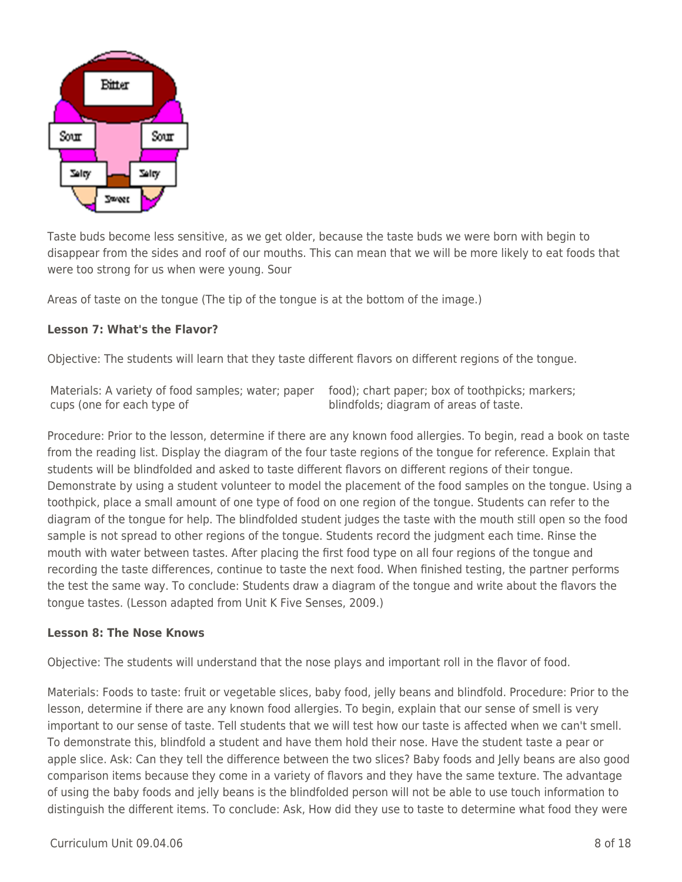Taste buds become less sensitive, as we get older, because the taste buds we were born with begin to disappear from the sides and roof of our mouths. This can mean that we will be more likely to eat foods that were too strong for us when were young. Sour

Areas of taste on the tongue (The tip of the tongue is at the bottom of the image.)

**Lesson 7: What's the Flavor?**

Objective: The students will learn that they taste different flavors on different regions of the tongue.

Materials: A variety of food samples; water; paper cups (one for each type of food); chart paper; box of toothpicks; markers; blindfolds; diagram of areas of taste.

Procedure: Prior to the lesson, determine if there are any known food allergies. To begin, read a book on taste from the reading list. Display the diagram of the four taste regions of the tongue for reference. Explain that students will be blindfolded and asked to taste different flavors on different regions of their tongue. Demonstrate by using a student volunteer to model the placement of the food samples on the tongue. Using a toothpick, place a small amount of one type of food on one region of the tongue. Students can refer to the diagram of the tongue for help. The blindfolded student judges the taste with the mouth still open so the food sample is not spread to other regions of the tongue. Students record the judgment each time. Rinse the mouth with water between tastes. After placing the first food type on all four regions of the tongue and recording the taste differences, continue to taste the next food. When finished testing, the partner performs the test the same way. To conclude: Students draw a diagram of the tongue and write about the flavors the tongue tastes. (Lesson adapted from Unit K Five Senses, 2009.)

**Lesson 8: The Nose Knows**

Objective: The students will understand that the nose plays and important roll in the flavor of food.

Materials: Foods to taste: fruit or vegetable slices, baby food, jelly beans and blindfold. Procedure: Prior to the lesson, determine if there are any known food allergies. To begin, explain that our sense of smell is very important to our sense of taste. Tell students that we will test how our taste is affected when we can't smell. To demonstrate this, blindfold a student and have them hold their nose. Have the student taste a pear or apple slice. Ask: Can they tell the difference between the two slices? Baby foods and Jelly beans are also good comparison items because they come in a variety of flavors and they have the same texture. The advantage of using the baby foods and jelly beans is the blindfolded person will not be able to use touch information to distinguish the different items. To conclude: Ask, How did they use to taste to determine what food they were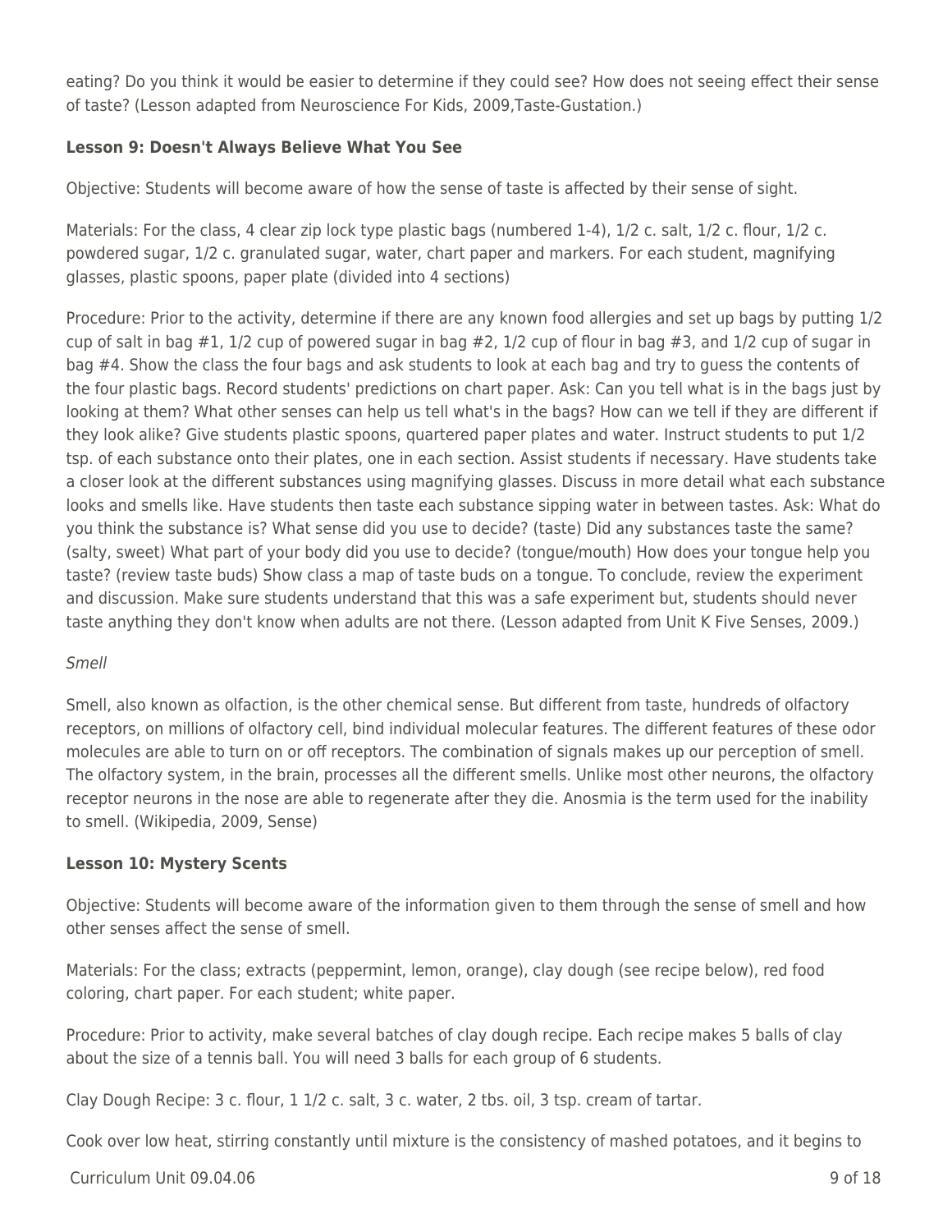eating? Do you think it would be easier to determine if they could see? How does not seeing effect their sense of taste? (Lesson adapted from Neuroscience For Kids, 2009,Taste-Gustation.)

**Lesson 9: Doesn't Always Believe What You See**

Objective: Students will become aware of how the sense of taste is affected by their sense of sight.

Materials: For the class, 4 clear zip lock type plastic bags (numbered 1-4), 1/2 c. salt, 1/2 c. flour, 1/2 c. powdered sugar, 1/2 c. granulated sugar, water, chart paper and markers. For each student, magnifying glasses, plastic spoons, paper plate (divided into 4 sections)

Procedure: Prior to the activity, determine if there are any known food allergies and set up bags by putting 1/2 cup of salt in bag #1, 1/2 cup of powered sugar in bag #2, 1/2 cup of flour in bag #3, and 1/2 cup of sugar in bag #4. Show the class the four bags and ask students to look at each bag and try to guess the contents of the four plastic bags. Record students' predictions on chart paper. Ask: Can you tell what is in the bags just by looking at them? What other senses can help us tell what's in the bags? How can we tell if they are different if they look alike? Give students plastic spoons, quartered paper plates and water. Instruct students to put 1/2 tsp. of each substance onto their plates, one in each section. Assist students if necessary. Have students take a closer look at the different substances using magnifying glasses. Discuss in more detail what each substance looks and smells like. Have students then taste each substance sipping water in between tastes. Ask: What do you think the substance is? What sense did you use to decide? (taste) Did any substances taste the same? (salty, sweet) What part of your body did you use to decide? (tongue/mouth) How does your tongue help you taste? (review taste buds) Show class a map of taste buds on a tongue. To conclude, review the experiment and discussion. Make sure students understand that this was a safe experiment but, students should never taste anything they don't know when adults are not there. (Lesson adapted from Unit K Five Senses, 2009.)

*Smell*

Smell, also known as olfaction, is the other chemical sense. But different from taste, hundreds of olfactory receptors, on millions of olfactory cell, bind individual molecular features. The different features of these odor molecules are able to turn on or off receptors. The combination of signals makes up our perception of smell. The olfactory system, in the brain, processes all the different smells. Unlike most other neurons, the olfactory receptor neurons in the nose are able to regenerate after they die. Anosmia is the term used for the inability to smell. (Wikipedia, 2009, Sense)

**Lesson 10: Mystery Scents**

Objective: Students will become aware of the information given to them through the sense of smell and how other senses affect the sense of smell.

Materials: For the class; extracts (peppermint, lemon, orange), clay dough (see recipe below), red food coloring, chart paper. For each student; white paper.

Procedure: Prior to activity, make several batches of clay dough recipe. Each recipe makes 5 balls of clay about the size of a tennis ball. You will need 3 balls for each group of 6 students.

Clay Dough Recipe: 3 c. flour, 1 1/2 c. salt, 3 c. water, 2 tbs. oil, 3 tsp. cream of tartar.

Cook over low heat, stirring constantly until mixture is the consistency of mashed potatoes, and it begins to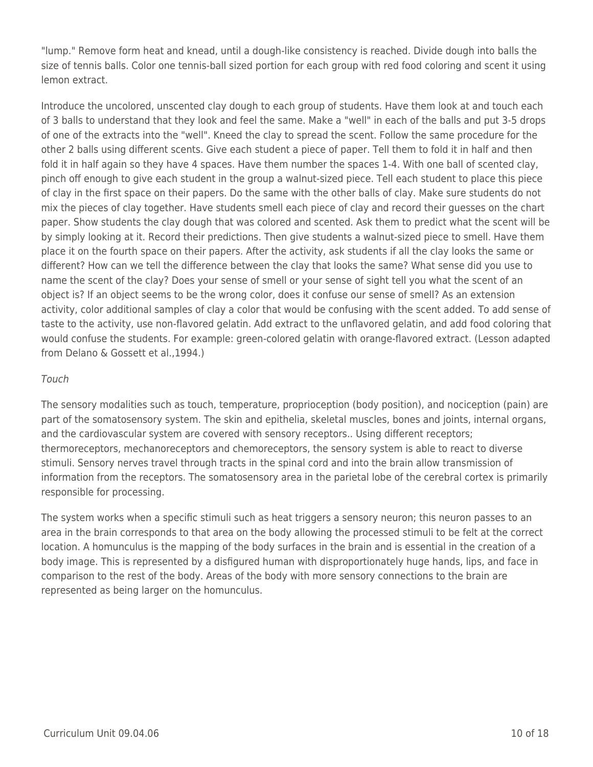"lump." Remove form heat and knead, until a dough-like consistency is reached. Divide dough into balls the size of tennis balls. Color one tennis-ball sized portion for each group with red food coloring and scent it using lemon extract.

Introduce the uncolored, unscented clay dough to each group of students. Have them look at and touch each of 3 balls to understand that they look and feel the same. Make a "well" in each of the balls and put 3-5 drops of one of the extracts into the "well". Kneed the clay to spread the scent. Follow the same procedure for the other 2 balls using different scents. Give each student a piece of paper. Tell them to fold it in half and then fold it in half again so they have 4 spaces. Have them number the spaces 1-4. With one ball of scented clay, pinch off enough to give each student in the group a walnut-sized piece. Tell each student to place this piece of clay in the first space on their papers. Do the same with the other balls of clay. Make sure students do not mix the pieces of clay together. Have students smell each piece of clay and record their guesses on the chart paper. Show students the clay dough that was colored and scented. Ask them to predict what the scent will be by simply looking at it. Record their predictions. Then give students a walnut-sized piece to smell. Have them place it on the fourth space on their papers. After the activity, ask students if all the clay looks the same or different? How can we tell the difference between the clay that looks the same? What sense did you use to name the scent of the clay? Does your sense of smell or your sense of sight tell you what the scent of an object is? If an object seems to be the wrong color, does it confuse our sense of smell? As an extension activity, color additional samples of clay a color that would be confusing with the scent added. To add sense of taste to the activity, use non-flavored gelatin. Add extract to the unflavored gelatin, and add food coloring that would confuse the students. For example: green-colored gelatin with orange-flavored extract. (Lesson adapted from Delano & Gossett et al.,1994.)

*Touch*

The sensory modalities such as touch, temperature, proprioception (body position), and nociception (pain) are part of the somatosensory system. The skin and epithelia, skeletal muscles, bones and joints, internal organs, and the cardiovascular system are covered with sensory receptors.. Using different receptors; thermoreceptors, mechanoreceptors and chemoreceptors, the sensory system is able to react to diverse stimuli. Sensory nerves travel through tracts in the spinal cord and into the brain allow transmission of information from the receptors. The somatosensory area in the parietal lobe of the cerebral cortex is primarily responsible for processing.

The system works when a specific stimuli such as heat triggers a sensory neuron; this neuron passes to an area in the brain corresponds to that area on the body allowing the processed stimuli to be felt at the correct location. A homunculus is the mapping of the body surfaces in the brain and is essential in the creation of a body image. This is represented by a disfigured human with disproportionately huge hands, lips, and face in comparison to the rest of the body. Areas of the body with more sensory connections to the brain are represented as being larger on the homunculus.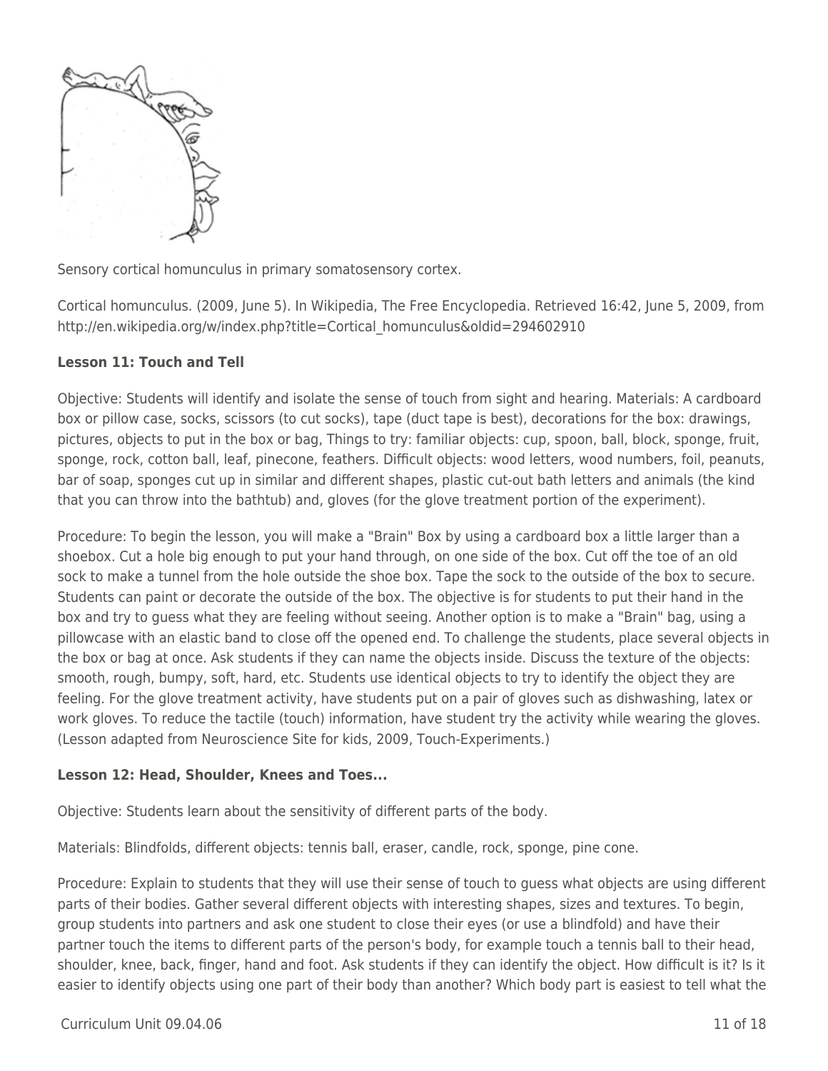Sensory cortical homunculus in primary somatosensory cortex.

Cortical homunculus. (2009, June 5). In Wikipedia, The Free Encyclopedia. Retrieved 16:42, June 5, 2009, from http://en.wikipedia.org/w/index.php?title=Cortical_homunculus&oldid=294602910

**Lesson 11: Touch and Tell**

Objective: Students will identify and isolate the sense of touch from sight and hearing. Materials: A cardboard box or pillow case, socks, scissors (to cut socks), tape (duct tape is best), decorations for the box: drawings, pictures, objects to put in the box or bag, Things to try: familiar objects: cup, spoon, ball, block, sponge, fruit, sponge, rock, cotton ball, leaf, pinecone, feathers. Difficult objects: wood letters, wood numbers, foil, peanuts, bar of soap, sponges cut up in similar and different shapes, plastic cut-out bath letters and animals (the kind that you can throw into the bathtub) and, gloves (for the glove treatment portion of the experiment).

Procedure: To begin the lesson, you will make a "Brain" Box by using a cardboard box a little larger than a shoebox. Cut a hole big enough to put your hand through, on one side of the box. Cut off the toe of an old sock to make a tunnel from the hole outside the shoe box. Tape the sock to the outside of the box to secure. Students can paint or decorate the outside of the box. The objective is for students to put their hand in the box and try to guess what they are feeling without seeing. Another option is to make a "Brain" bag, using a pillowcase with an elastic band to close off the opened end. To challenge the students, place several objects in the box or bag at once. Ask students if they can name the objects inside. Discuss the texture of the objects: smooth, rough, bumpy, soft, hard, etc. Students use identical objects to try to identify the object they are feeling. For the glove treatment activity, have students put on a pair of gloves such as dishwashing, latex or work gloves. To reduce the tactile (touch) information, have student try the activity while wearing the gloves. (Lesson adapted from Neuroscience Site for kids, 2009, Touch-Experiments.)

**Lesson 12: Head, Shoulder, Knees and Toes...**

Objective: Students learn about the sensitivity of different parts of the body.

Materials: Blindfolds, different objects: tennis ball, eraser, candle, rock, sponge, pine cone.

Procedure: Explain to students that they will use their sense of touch to guess what objects are using different parts of their bodies. Gather several different objects with interesting shapes, sizes and textures. To begin, group students into partners and ask one student to close their eyes (or use a blindfold) and have their partner touch the items to different parts of the person's body, for example touch a tennis ball to their head, shoulder, knee, back, finger, hand and foot. Ask students if they can identify the object. How difficult is it? Is it easier to identify objects using one part of their body than another? Which body part is easiest to tell what the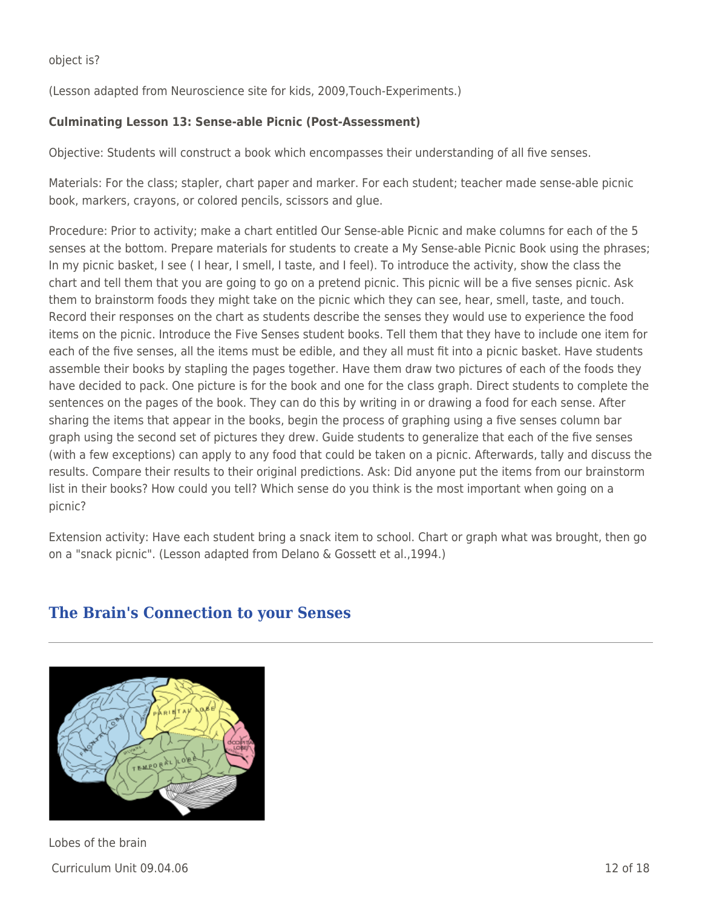object is?

(Lesson adapted from Neuroscience site for kids, 2009,Touch-Experiments.)

**Culminating Lesson 13: Sense-able Picnic (Post-Assessment)**

Objective: Students will construct a book which encompasses their understanding of all five senses.

Materials: For the class; stapler, chart paper and marker. For each student; teacher made sense-able picnic book, markers, crayons, or colored pencils, scissors and glue.

Procedure: Prior to activity; make a chart entitled Our Sense-able Picnic and make columns for each of the 5 senses at the bottom. Prepare materials for students to create a My Sense-able Picnic Book using the phrases; In my picnic basket, I see ( I hear, I smell, I taste, and I feel). To introduce the activity, show the class the chart and tell them that you are going to go on a pretend picnic. This picnic will be a five senses picnic. Ask them to brainstorm foods they might take on the picnic which they can see, hear, smell, taste, and touch. Record their responses on the chart as students describe the senses they would use to experience the food items on the picnic. Introduce the Five Senses student books. Tell them that they have to include one item for each of the five senses, all the items must be edible, and they all must fit into a picnic basket. Have students assemble their books by stapling the pages together. Have them draw two pictures of each of the foods they have decided to pack. One picture is for the book and one for the class graph. Direct students to complete the sentences on the pages of the book. They can do this by writing in or drawing a food for each sense. After sharing the items that appear in the books, begin the process of graphing using a five senses column bar graph using the second set of pictures they drew. Guide students to generalize that each of the five senses (with a few exceptions) can apply to any food that could be taken on a picnic. Afterwards, tally and discuss the results. Compare their results to their original predictions. Ask: Did anyone put the items from our brainstorm list in their books? How could you tell? Which sense do you think is the most important when going on a picnic?

Extension activity: Have each student bring a snack item to school. Chart or graph what was brought, then go on a "snack picnic". (Lesson adapted from Delano & Gossett et al.,1994.)

## The Brain's Connection to your Senses

Lobes of the brain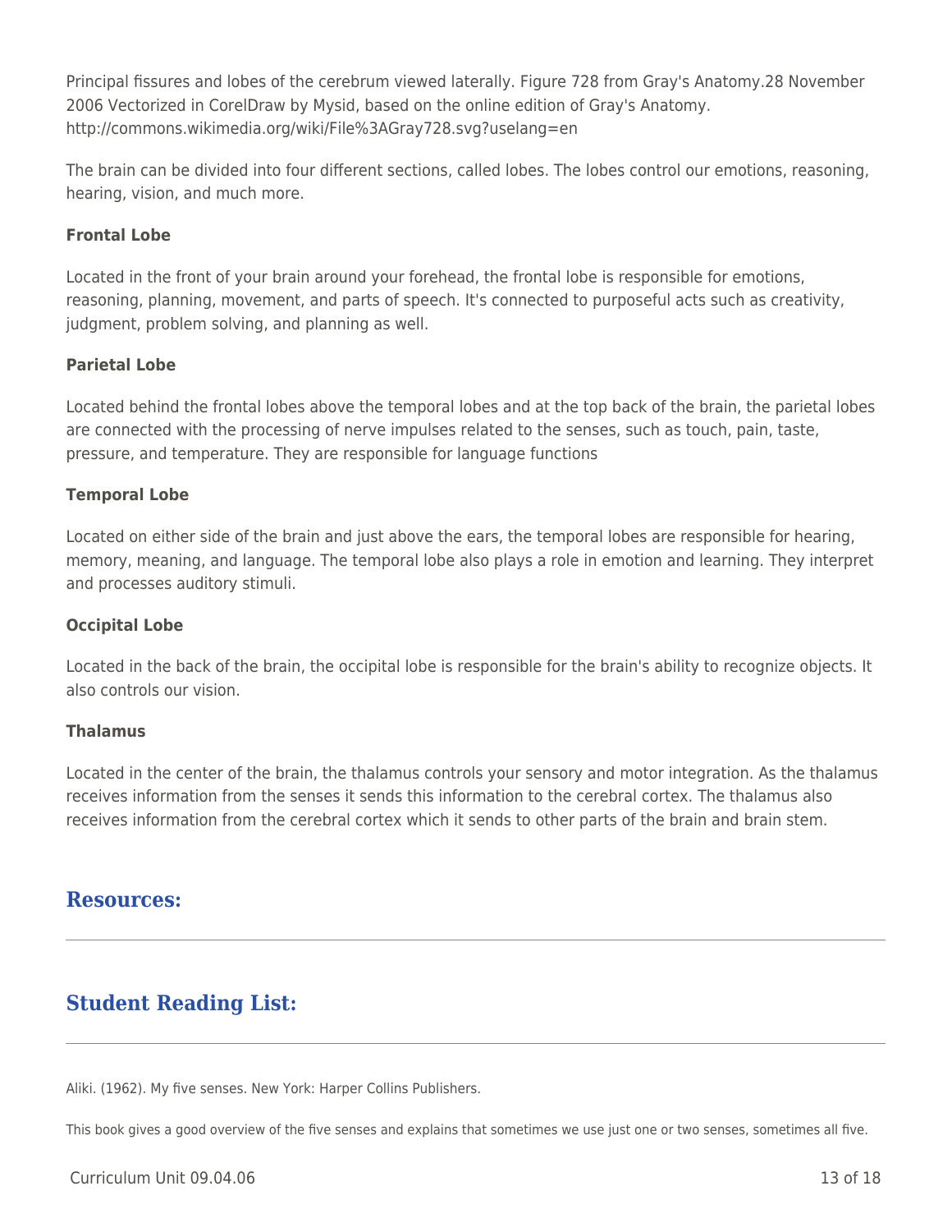Principal fissures and lobes of the cerebrum viewed laterally. Figure 728 from Gray's Anatomy.28 November 2006 Vectorized in CorelDraw by Mysid, based on the online edition of Gray's Anatomy. http://commons.wikimedia.org/wiki/File%3AGray728.svg?uselang=en

The brain can be divided into four different sections, called lobes. The lobes control our emotions, reasoning, hearing, vision, and much more.

**Frontal Lobe**

Located in the front of your brain around your forehead, the frontal lobe is responsible for emotions, reasoning, planning, movement, and parts of speech. It's connected to purposeful acts such as creativity, judgment, problem solving, and planning as well.

**Parietal Lobe**

Located behind the frontal lobes above the temporal lobes and at the top back of the brain, the parietal lobes are connected with the processing of nerve impulses related to the senses, such as touch, pain, taste, pressure, and temperature. They are responsible for language functions

**Temporal Lobe**

Located on either side of the brain and just above the ears, the temporal lobes are responsible for hearing, memory, meaning, and language. The temporal lobe also plays a role in emotion and learning. They interpret and processes auditory stimuli.

**Occipital Lobe**

Located in the back of the brain, the occipital lobe is responsible for the brain's ability to recognize objects. It also controls our vision.

**Thalamus**

Located in the center of the brain, the thalamus controls your sensory and motor integration. As the thalamus receives information from the senses it sends this information to the cerebral cortex. The thalamus also receives information from the cerebral cortex which it sends to other parts of the brain and brain stem.

## Resources:

---

## Student Reading List:

---

Aliki. (1962). My five senses. New York: Harper Collins Publishers.

This book gives a good overview of the five senses and explains that sometimes we use just one or two senses, sometimes all five.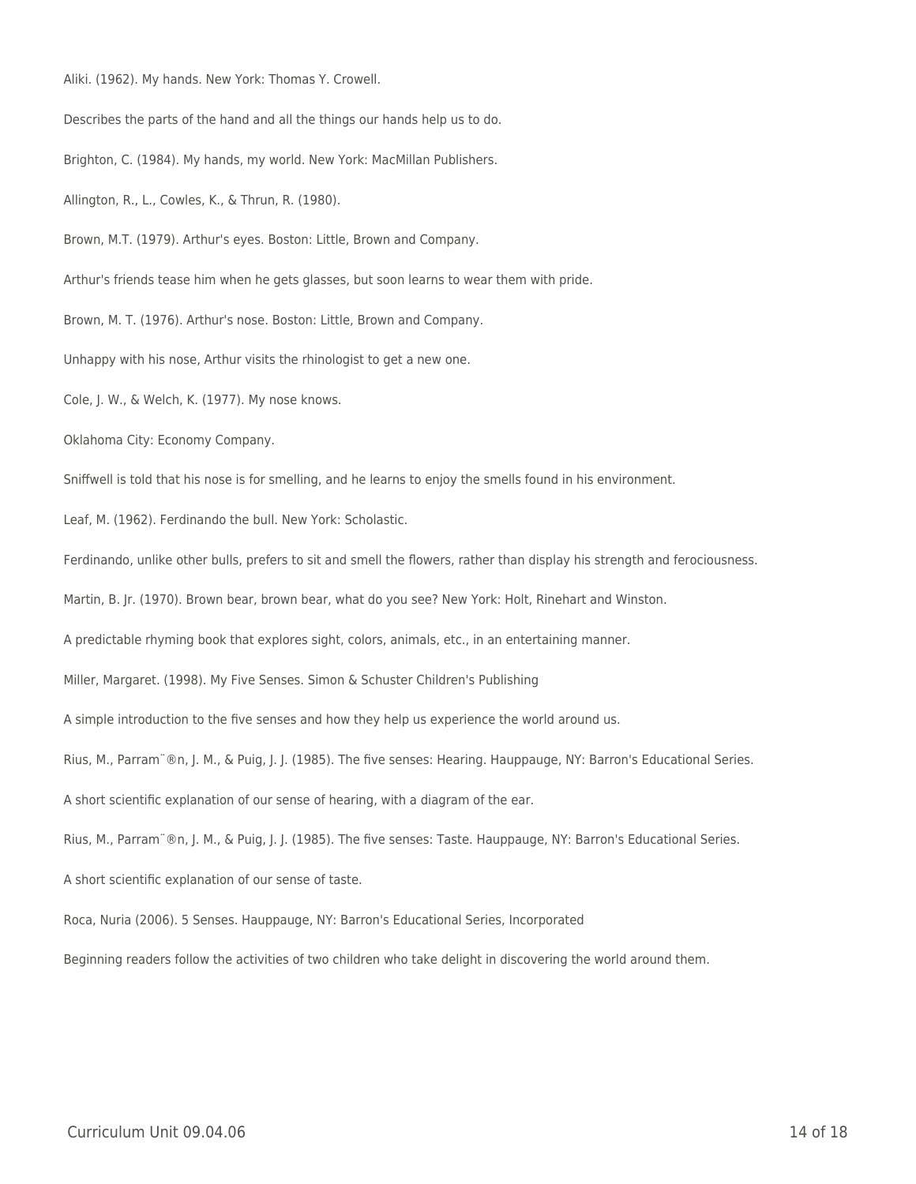Aliki. (1962). My hands. New York: Thomas Y. Crowell.

Describes the parts of the hand and all the things our hands help us to do.

Brighton, C. (1984). My hands, my world. New York: MacMillan Publishers.

Allington, R., L., Cowles, K., & Thrun, R. (1980).

Brown, M.T. (1979). Arthur's eyes. Boston: Little, Brown and Company.

Arthur's friends tease him when he gets glasses, but soon learns to wear them with pride.

Brown, M. T. (1976). Arthur's nose. Boston: Little, Brown and Company.

Unhappy with his nose, Arthur visits the rhinologist to get a new one.

Cole, J. W., & Welch, K. (1977). My nose knows.

Oklahoma City: Economy Company.

Sniffwell is told that his nose is for smelling, and he learns to enjoy the smells found in his environment.

Leaf, M. (1962). Ferdinando the bull. New York: Scholastic.

Ferdinando, unlike other bulls, prefers to sit and smell the flowers, rather than display his strength and ferociousness.

Martin, B. Jr. (1970). Brown bear, brown bear, what do you see? New York: Holt, Rinehart and Winston.

A predictable rhyming book that explores sight, colors, animals, etc., in an entertaining manner.

Miller, Margaret. (1998). My Five Senses. Simon & Schuster Children's Publishing

A simple introduction to the five senses and how they help us experience the world around us.

Rius, M., Parram¨®n, J. M., & Puig, J. J. (1985). The five senses: Hearing. Hauppauge, NY: Barron's Educational Series.

A short scientific explanation of our sense of hearing, with a diagram of the ear.

Rius, M., Parram¨®n, J. M., & Puig, J. J. (1985). The five senses: Taste. Hauppauge, NY: Barron's Educational Series.

A short scientific explanation of our sense of taste.

Roca, Nuria (2006). 5 Senses. Hauppauge, NY: Barron's Educational Series, Incorporated

Beginning readers follow the activities of two children who take delight in discovering the world around them.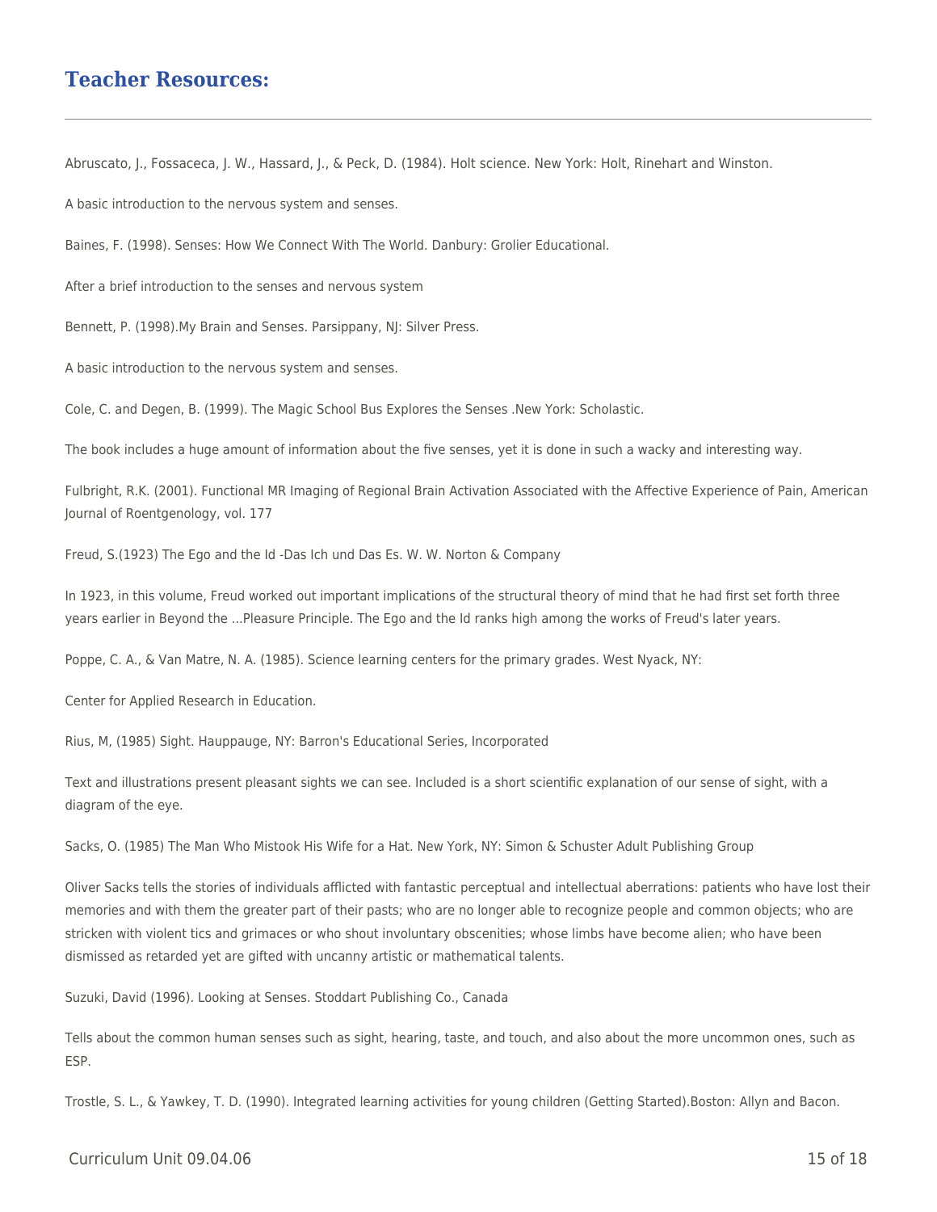## Teacher Resources:

---

Abruscato, J., Fossaceca, J. W., Hassard, J., & Peck, D. (1984). Holt science. New York: Holt, Rinehart and Winston.

A basic introduction to the nervous system and senses.

Baines, F. (1998). Senses: How We Connect With The World. Danbury: Grolier Educational.

After a brief introduction to the senses and nervous system

Bennett, P. (1998).My Brain and Senses. Parsippany, NJ: Silver Press.

A basic introduction to the nervous system and senses.

Cole, C. and Degen, B. (1999). The Magic School Bus Explores the Senses .New York: Scholastic.

The book includes a huge amount of information about the five senses, yet it is done in such a wacky and interesting way.

Fulbright, R.K. (2001). Functional MR Imaging of Regional Brain Activation Associated with the Affective Experience of Pain, American Journal of Roentgenology, vol. 177

Freud, S.(1923) The Ego and the Id -Das Ich und Das Es. W. W. Norton & Company

In 1923, in this volume, Freud worked out important implications of the structural theory of mind that he had first set forth three years earlier in Beyond the ...Pleasure Principle. The Ego and the Id ranks high among the works of Freud's later years.

Poppe, C. A., & Van Matre, N. A. (1985). Science learning centers for the primary grades. West Nyack, NY:

Center for Applied Research in Education.

Rius, M, (1985) Sight. Hauppauge, NY: Barron's Educational Series, Incorporated

Text and illustrations present pleasant sights we can see. Included is a short scientific explanation of our sense of sight, with a diagram of the eye.

Sacks, O. (1985) The Man Who Mistook His Wife for a Hat. New York, NY: Simon & Schuster Adult Publishing Group

Oliver Sacks tells the stories of individuals afflicted with fantastic perceptual and intellectual aberrations: patients who have lost their memories and with them the greater part of their pasts; who are no longer able to recognize people and common objects; who are stricken with violent tics and grimaces or who shout involuntary obscenities; whose limbs have become alien; who have been dismissed as retarded yet are gifted with uncanny artistic or mathematical talents.

Suzuki, David (1996). Looking at Senses. Stoddart Publishing Co., Canada

Tells about the common human senses such as sight, hearing, taste, and touch, and also about the more uncommon ones, such as ESP.

Trostle, S. L., & Yawkey, T. D. (1990). Integrated learning activities for young children (Getting Started).Boston: Allyn and Bacon.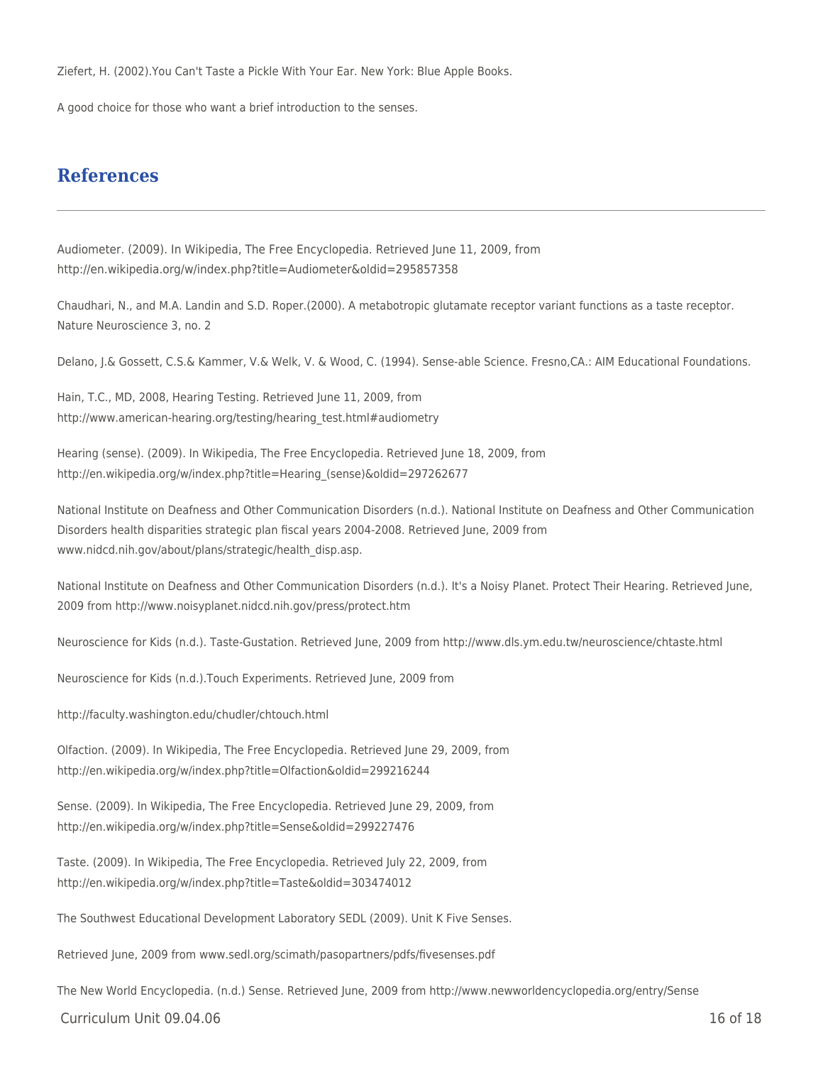Ziefert, H. (2002).You Can't Taste a Pickle With Your Ear. New York: Blue Apple Books.

A good choice for those who want a brief introduction to the senses.

## References

Audiometer. (2009). In Wikipedia, The Free Encyclopedia. Retrieved June 11, 2009, from http://en.wikipedia.org/w/index.php?title=Audiometer&oldid=295857358

Chaudhari, N., and M.A. Landin and S.D. Roper.(2000). A metabotropic glutamate receptor variant functions as a taste receptor. Nature Neuroscience 3, no. 2

Delano, J.& Gossett, C.S.& Kammer, V.& Welk, V. & Wood, C. (1994). Sense-able Science. Fresno,CA.: AIM Educational Foundations.

Hain, T.C., MD, 2008, Hearing Testing. Retrieved June 11, 2009, from http://www.american-hearing.org/testing/hearing_test.html#audiometry

Hearing (sense). (2009). In Wikipedia, The Free Encyclopedia. Retrieved June 18, 2009, from http://en.wikipedia.org/w/index.php?title=Hearing_(sense)&oldid=297262677

National Institute on Deafness and Other Communication Disorders (n.d.). National Institute on Deafness and Other Communication Disorders health disparities strategic plan fiscal years 2004-2008. Retrieved June, 2009 from www.nidcd.nih.gov/about/plans/strategic/health_disp.asp.

National Institute on Deafness and Other Communication Disorders (n.d.). It's a Noisy Planet. Protect Their Hearing. Retrieved June, 2009 from http://www.noisyplanet.nidcd.nih.gov/press/protect.htm

Neuroscience for Kids (n.d.). Taste-Gustation. Retrieved June, 2009 from http://www.dls.ym.edu.tw/neuroscience/chtaste.html

Neuroscience for Kids (n.d.).Touch Experiments. Retrieved June, 2009 from

http://faculty.washington.edu/chudler/chtouch.html

Olfaction. (2009). In Wikipedia, The Free Encyclopedia. Retrieved June 29, 2009, from http://en.wikipedia.org/w/index.php?title=Olfaction&oldid=299216244

Sense. (2009). In Wikipedia, The Free Encyclopedia. Retrieved June 29, 2009, from http://en.wikipedia.org/w/index.php?title=Sense&oldid=299227476

Taste. (2009). In Wikipedia, The Free Encyclopedia. Retrieved July 22, 2009, from http://en.wikipedia.org/w/index.php?title=Taste&oldid=303474012

The Southwest Educational Development Laboratory SEDL (2009). Unit K Five Senses.

Retrieved June, 2009 from www.sedl.org/scimath/pasopartners/pdfs/fivesenses.pdf

The New World Encyclopedia. (n.d.) Sense. Retrieved June, 2009 from http://www.newworldencyclopedia.org/entry/Sense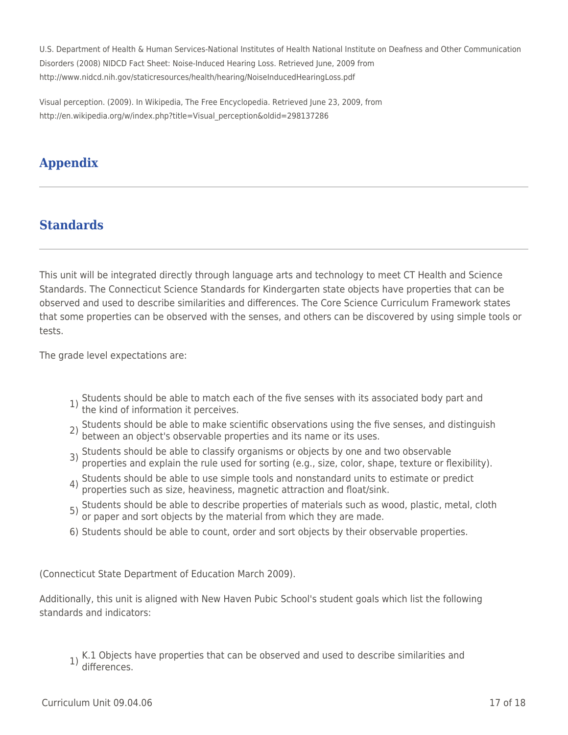U.S. Department of Health & Human Services-National Institutes of Health National Institute on Deafness and Other Communication Disorders (2008) NIDCD Fact Sheet: Noise-Induced Hearing Loss. Retrieved June, 2009 from http://www.nidcd.nih.gov/staticresources/health/hearing/NoiseInducedHearingLoss.pdf

Visual perception. (2009). In Wikipedia, The Free Encyclopedia. Retrieved June 23, 2009, from http://en.wikipedia.org/w/index.php?title=Visual_perception&oldid=298137286

## Appendix

## Standards

This unit will be integrated directly through language arts and technology to meet CT Health and Science Standards. The Connecticut Science Standards for Kindergarten state objects have properties that can be observed and used to describe similarities and differences. The Core Science Curriculum Framework states that some properties can be observed with the senses, and others can be discovered by using simple tools or tests.

The grade level expectations are:

1) Students should be able to match each of the five senses with its associated body part and the kind of information it perceives.
2) Students should be able to make scientific observations using the five senses, and distinguish between an object's observable properties and its name or its uses.
3) Students should be able to classify organisms or objects by one and two observable properties and explain the rule used for sorting (e.g., size, color, shape, texture or flexibility).
4) Students should be able to use simple tools and nonstandard units to estimate or predict properties such as size, heaviness, magnetic attraction and float/sink.
5) Students should be able to describe properties of materials such as wood, plastic, metal, cloth or paper and sort objects by the material from which they are made.
6) Students should be able to count, order and sort objects by their observable properties.

(Connecticut State Department of Education March 2009).

Additionally, this unit is aligned with New Haven Pubic School's student goals which list the following standards and indicators:

1) K.1 Objects have properties that can be observed and used to describe similarities and differences.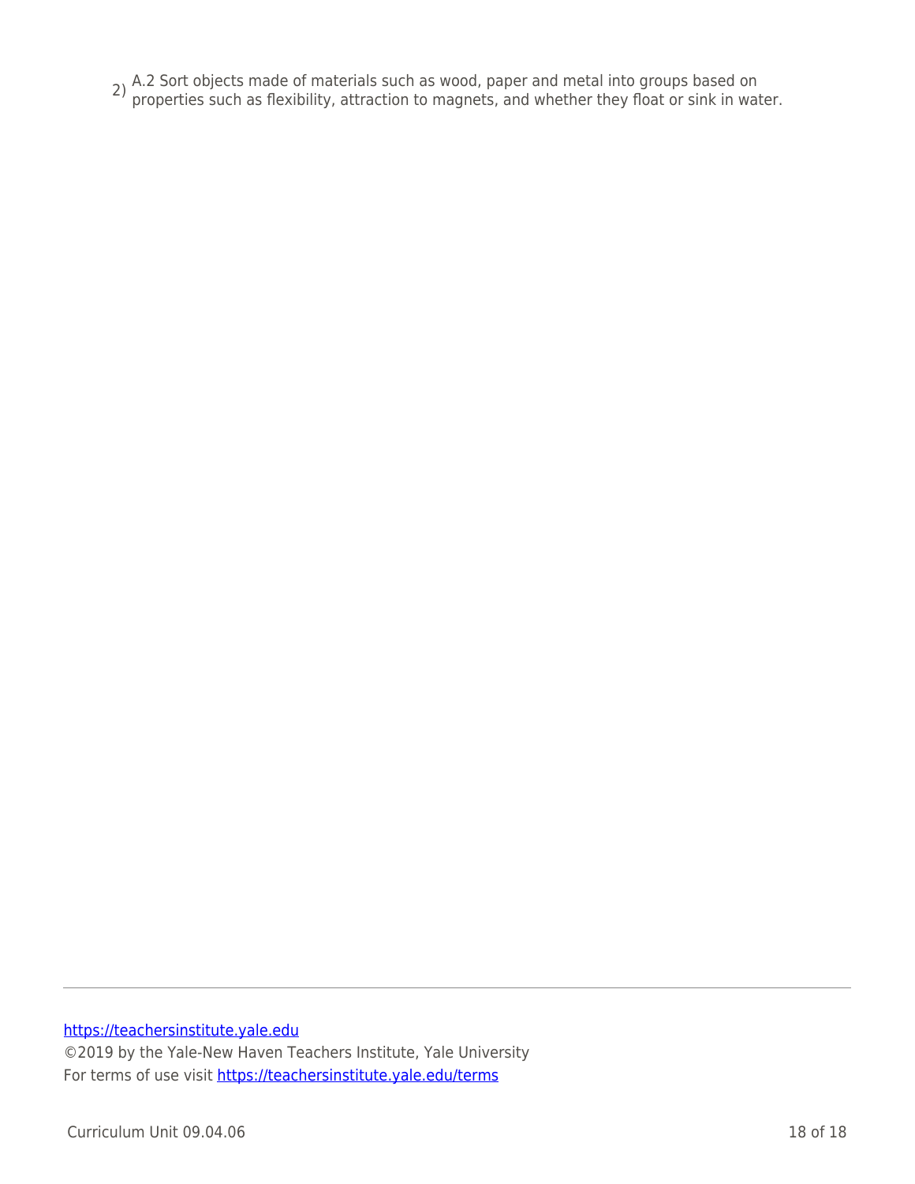2) A.2 Sort objects made of materials such as wood, paper and metal into groups based on properties such as flexibility, attraction to magnets, and whether they float or sink in water.

https://teachersinstitute.yale.edu
©2019 by the Yale-New Haven Teachers Institute, Yale University
For terms of use visit https://teachersinstitute.yale.edu/terms